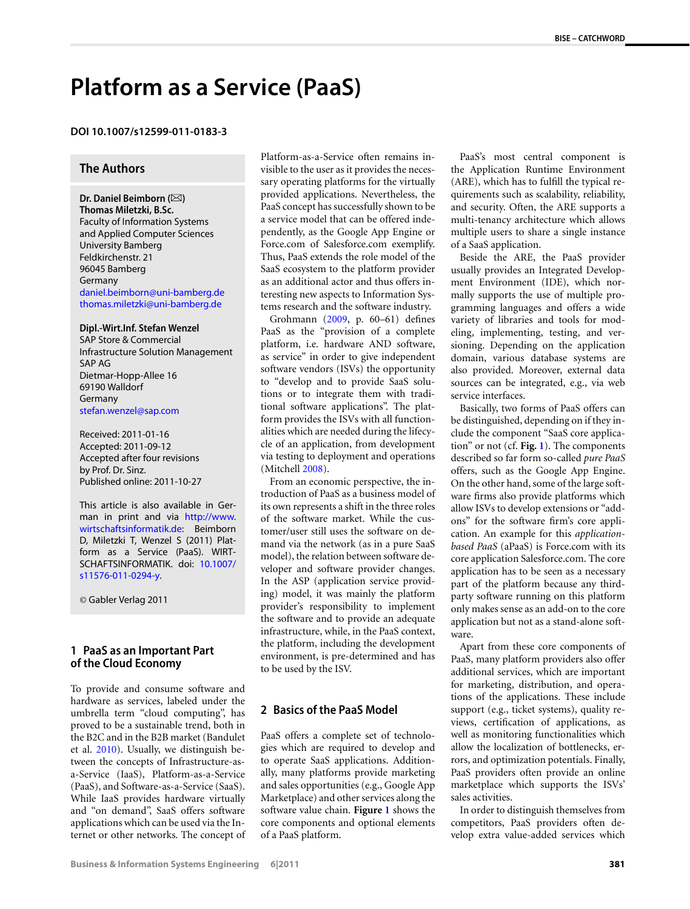# Platform as a Service (PaaS)

**DOI 10.1007/s12599-011-0183-3**

## The Authors

**Dr. Daniel Beimborn** (✉)
**Thomas Miletzki, B.Sc.**
Faculty of Information Systems and Applied Computer Sciences
University Bamberg
Feldkirchenstr. 21
96045 Bamberg
Germany
daniel.beimborn@uni-bamberg.de
thomas.miletzki@uni-bamberg.de

**Dipl.-Wirt.Inf. Stefan Wenzel**
SAP Store & Commercial Infrastructure Solution Management
SAP AG
Dietmar-Hopp-Allee 16
69190 Walldorf
Germany
stefan.wenzel@sap.com

Received: 2011-01-16
Accepted: 2011-09-12
Accepted after four revisions by Prof. Dr. Sinz.
Published online: 2011-10-27

This article is also available in German in print and via http://www.wirtschaftsinformatik.de: Beimborn D, Miletzki T, Wenzel S (2011) Platform as a Service (PaaS). WIRTSCHAFTSINFORMATIK. doi: 10.1007/s11576-011-0294-y.

© Gabler Verlag 2011

## 1 PaaS as an Important Part of the Cloud Economy

To provide and consume software and hardware as services, labeled under the umbrella term "cloud computing", has proved to be a sustainable trend, both in the B2C and in the B2B market (Bandulet et al. 2010). Usually, we distinguish between the concepts of Infrastructure-as-a-Service (IaaS), Platform-as-a-Service (PaaS), and Software-as-a-Service (SaaS). While IaaS provides hardware virtually and "on demand", SaaS offers software applications which can be used via the Internet or other networks. The concept of Platform-as-a-Service often remains invisible to the user as it provides the necessary operating platforms for the virtually provided applications. Nevertheless, the PaaS concept has successfully shown to be a service model that can be offered independently, as the Google App Engine or Force.com of Salesforce.com exemplify. Thus, PaaS extends the role model of the SaaS ecosystem to the platform provider as an additional actor and thus offers interesting new aspects to Information Systems research and the software industry.

Grohmann (2009, p. 60–61) defines PaaS as the "provision of a complete platform, i.e. hardware AND software, as service" in order to give independent software vendors (ISVs) the opportunity to "develop and to provide SaaS solutions or to integrate them with traditional software applications". The platform provides the ISVs with all functionalities which are needed during the lifecycle of an application, from development via testing to deployment and operations (Mitchell 2008).

From an economic perspective, the introduction of PaaS as a business model of its own represents a shift in the three roles of the software market. While the customer/user still uses the software on demand via the network (as in a pure SaaS model), the relation between software developer and software provider changes. In the ASP (application service providing) model, it was mainly the platform provider's responsibility to implement the software and to provide an adequate infrastructure, while, in the PaaS context, the platform, including the development environment, is pre-determined and has to be used by the ISV.

## 2 Basics of the PaaS Model

PaaS offers a complete set of technologies which are required to develop and to operate SaaS applications. Additionally, many platforms provide marketing and sales opportunities (e.g., Google App Marketplace) and other services along the software value chain. **Figure 1** shows the core components and optional elements of a PaaS platform.

PaaS's most central component is the Application Runtime Environment (ARE), which has to fulfill the typical requirements such as scalability, reliability, and security. Often, the ARE supports a multi-tenancy architecture which allows multiple users to share a single instance of a SaaS application.

Beside the ARE, the PaaS provider usually provides an Integrated Development Environment (IDE), which normally supports the use of multiple programming languages and offers a wide variety of libraries and tools for modeling, implementing, testing, and versioning. Depending on the application domain, various database systems are also provided. Moreover, external data sources can be integrated, e.g., via web service interfaces.

Basically, two forms of PaaS offers can be distinguished, depending on if they include the component "SaaS core application" or not (cf. **Fig. 1**). The components described so far form so-called *pure PaaS* offers, such as the Google App Engine. On the other hand, some of the large software firms also provide platforms which allow ISVs to develop extensions or "add-ons" for the software firm's core application. An example for this *application-based PaaS* (aPaaS) is Force.com with its core application Salesforce.com. The core application has to be seen as a necessary part of the platform because any third-party software running on this platform only makes sense as an add-on to the core application but not as a stand-alone software.

Apart from these core components of PaaS, many platform providers also offer additional services, which are important for marketing, distribution, and operations of the applications. These include support (e.g., ticket systems), quality reviews, certification of applications, as well as monitoring functionalities which allow the localization of bottlenecks, errors, and optimization potentials. Finally, PaaS providers often provide an online marketplace which supports the ISVs' sales activities.

In order to distinguish themselves from competitors, PaaS providers often develop extra value-added services which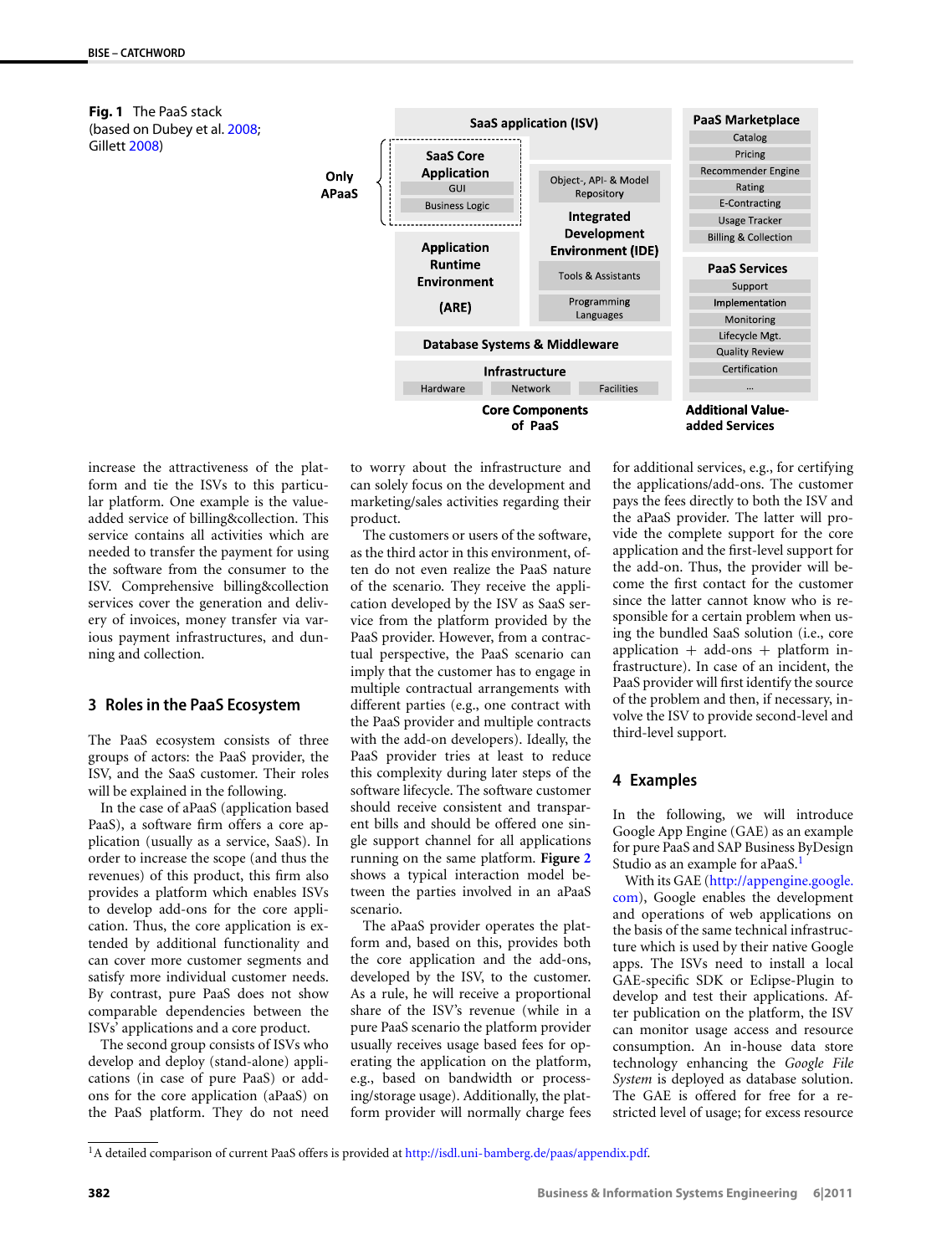**Fig. 1** The PaaS stack (based on Dubey et al. 2008; Gillett 2008)

| Core Components of PaaS | | Additional Value-added Services |
|---|---|---|
| SaaS application (ISV) | | PaaS Marketplace: Catalog, Pricing, Recommender Engine, Rating, E-Contracting, Usage Tracker, Billing & Collection |
| Only APaaS: SaaS Core Application (GUI, Business Logic) | Integrated Development Environment (IDE): Object-, API- & Model Repository, Tools & Assistants, Programming Languages | PaaS Services: Support, Implementation, Monitoring, Lifecycle Mgt., Quality Review, Certification, ... |
| Application Runtime Environment (ARE) | | |
| Database Systems & Middleware | | |
| Infrastructure: Hardware, Network, Facilities | | |

increase the attractiveness of the platform and tie the ISVs to this particular platform. One example is the value-added service of billing&collection. This service contains all activities which are needed to transfer the payment for using the software from the consumer to the ISV. Comprehensive billing&collection services cover the generation and delivery of invoices, money transfer via various payment infrastructures, and dunning and collection.

## 3 Roles in the PaaS Ecosystem

The PaaS ecosystem consists of three groups of actors: the PaaS provider, the ISV, and the SaaS customer. Their roles will be explained in the following.

In the case of aPaaS (application based PaaS), a software firm offers a core application (usually as a service, SaaS). In order to increase the scope (and thus the revenues) of this product, this firm also provides a platform which enables ISVs to develop add-ons for the core application. Thus, the core application is extended by additional functionality and can cover more customer segments and satisfy more individual customer needs. By contrast, pure PaaS does not show comparable dependencies between the ISVs' applications and a core product.

The second group consists of ISVs who develop and deploy (stand-alone) applications (in case of pure PaaS) or add-ons for the core application (aPaaS) on the PaaS platform. They do not need to worry about the infrastructure and can solely focus on the development and marketing/sales activities regarding their product.

The customers or users of the software, as the third actor in this environment, often do not even realize the PaaS nature of the scenario. They receive the application developed by the ISV as SaaS service from the platform provided by the PaaS provider. However, from a contractual perspective, the PaaS scenario can imply that the customer has to engage in multiple contractual arrangements with different parties (e.g., one contract with the PaaS provider and multiple contracts with the add-on developers). Ideally, the PaaS provider tries at least to reduce this complexity during later steps of the software lifecycle. The software customer should receive consistent and transparent bills and should be offered one single support channel for all applications running on the same platform. **Figure 2** shows a typical interaction model between the parties involved in an aPaaS scenario.

The aPaaS provider operates the platform and, based on this, provides both the core application and the add-ons, developed by the ISV, to the customer. As a rule, he will receive a proportional share of the ISV's revenue (while in a pure PaaS scenario the platform provider usually receives usage based fees for operating the application on the platform, e.g., based on bandwidth or processing/storage usage). Additionally, the platform provider will normally charge fees for additional services, e.g., for certifying the applications/add-ons. The customer pays the fees directly to both the ISV and the aPaaS provider. The latter will provide the complete support for the core application and the first-level support for the add-on. Thus, the provider will become the first contact for the customer since the latter cannot know who is responsible for a certain problem when using the bundled SaaS solution (i.e., core application + add-ons + platform infrastructure). In case of an incident, the PaaS provider will first identify the source of the problem and then, if necessary, involve the ISV to provide second-level and third-level support.

## 4 Examples

In the following, we will introduce Google App Engine (GAE) as an example for pure PaaS and SAP Business ByDesign Studio as an example for aPaaS.[1]

With its GAE (http://appengine.google.com), Google enables the development and operations of web applications on the basis of the same technical infrastructure which is used by their native Google apps. The ISVs need to install a local GAE-specific SDK or Eclipse-Plugin to develop and test their applications. After publication on the platform, the ISV can monitor usage access and resource consumption. An in-house data store technology enhancing the *Google File System* is deployed as database solution. The GAE is offered for free for a restricted level of usage; for excess resource

[1] A detailed comparison of current PaaS offers is provided at http://isdl.uni-bamberg.de/paas/appendix.pdf.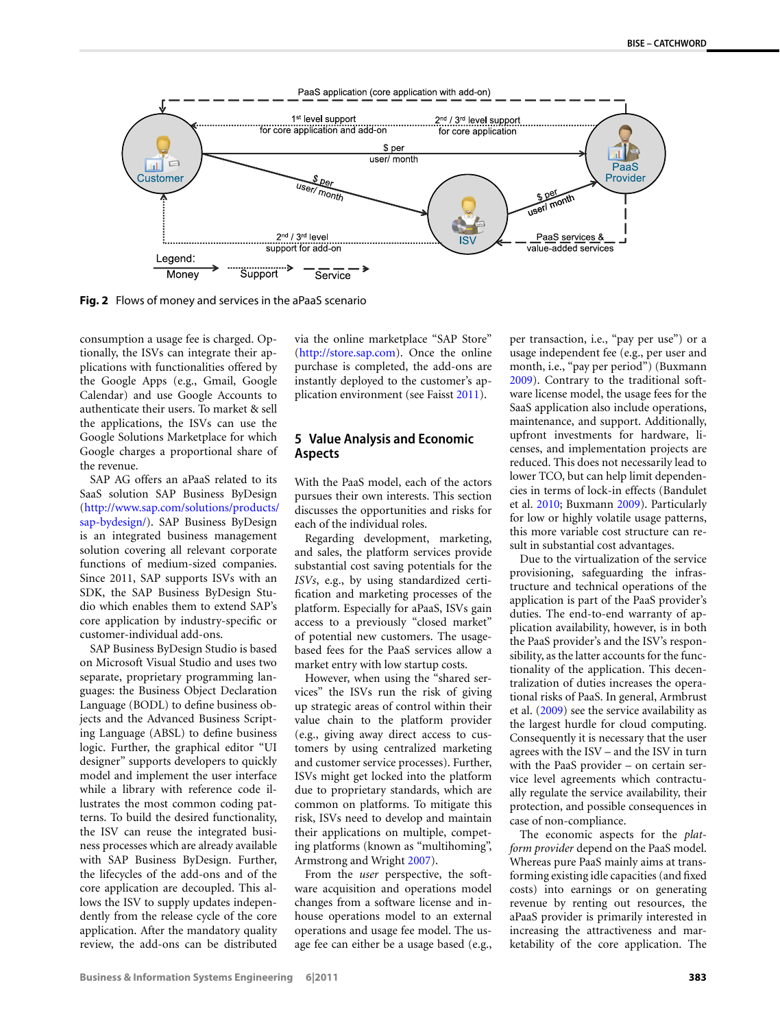Fig. 2 Flows of money and services in the aPaaS scenario

consumption a usage fee is charged. Optionally, the ISVs can integrate their applications with functionalities offered by the Google Apps (e.g., Gmail, Google Calendar) and use Google Accounts to authenticate their users. To market & sell the applications, the ISVs can use the Google Solutions Marketplace for which Google charges a proportional share of the revenue.

SAP AG offers an aPaaS related to its SaaS solution SAP Business ByDesign (http://www.sap.com/solutions/products/sap-bydesign/). SAP Business ByDesign is an integrated business management solution covering all relevant corporate functions of medium-sized companies. Since 2011, SAP supports ISVs with an SDK, the SAP Business ByDesign Studio which enables them to extend SAP's core application by industry-specific or customer-individual add-ons.

SAP Business ByDesign Studio is based on Microsoft Visual Studio and uses two separate, proprietary programming languages: the Business Object Declaration Language (BODL) to define business objects and the Advanced Business Scripting Language (ABSL) to define business logic. Further, the graphical editor "UI designer" supports developers to quickly model and implement the user interface while a library with reference code illustrates the most common coding patterns. To build the desired functionality, the ISV can reuse the integrated business processes which are already available with SAP Business ByDesign. Further, the lifecycles of the add-ons and of the core application are decoupled. This allows the ISV to supply updates independently from the release cycle of the core application. After the mandatory quality review, the add-ons can be distributed via the online marketplace "SAP Store" (http://store.sap.com). Once the online purchase is completed, the add-ons are instantly deployed to the customer's application environment (see Faisst 2011).

## 5 Value Analysis and Economic Aspects

With the PaaS model, each of the actors pursues their own interests. This section discusses the opportunities and risks for each of the individual roles.

Regarding development, marketing, and sales, the platform services provide substantial cost saving potentials for the *ISVs*, e.g., by using standardized certification and marketing processes of the platform. Especially for aPaaS, ISVs gain access to a previously "closed market" of potential new customers. The usage-based fees for the PaaS services allow a market entry with low startup costs.

However, when using the "shared services" the ISVs run the risk of giving up strategic areas of control within their value chain to the platform provider (e.g., giving away direct access to customers by using centralized marketing and customer service processes). Further, ISVs might get locked into the platform due to proprietary standards, which are common on platforms. To mitigate this risk, ISVs need to develop and maintain their applications on multiple, competing platforms (known as "multihoming", Armstrong and Wright 2007).

From the *user* perspective, the software acquisition and operations model changes from a software license and in-house operations model to an external operations and usage fee model. The usage fee can either be a usage based (e.g., per transaction, i.e., "pay per use") or a usage independent fee (e.g., per user and month, i.e., "pay per period") (Buxmann 2009). Contrary to the traditional software license model, the usage fees for the SaaS application also include operations, maintenance, and support. Additionally, upfront investments for hardware, licenses, and implementation projects are reduced. This does not necessarily lead to lower TCO, but can help limit dependencies in terms of lock-in effects (Bandulet et al. 2010; Buxmann 2009). Particularly for low or highly volatile usage patterns, this more variable cost structure can result in substantial cost advantages.

Due to the virtualization of the service provisioning, safeguarding the infrastructure and technical operations of the application is part of the PaaS provider's duties. The end-to-end warranty of application availability, however, is in both the PaaS provider's and the ISV's responsibility, as the latter accounts for the functionality of the application. This decentralization of duties increases the operational risks of PaaS. In general, Armbrust et al. (2009) see the service availability as the largest hurdle for cloud computing. Consequently it is necessary that the user agrees with the ISV – and the ISV in turn with the PaaS provider – on certain service level agreements which contractually regulate the service availability, their protection, and possible consequences in case of non-compliance.

The economic aspects for the *platform provider* depend on the PaaS model. Whereas pure PaaS mainly aims at transforming existing idle capacities (and fixed costs) into earnings or on generating revenue by renting out resources, the aPaaS provider is primarily interested in increasing the attractiveness and marketability of the core application. The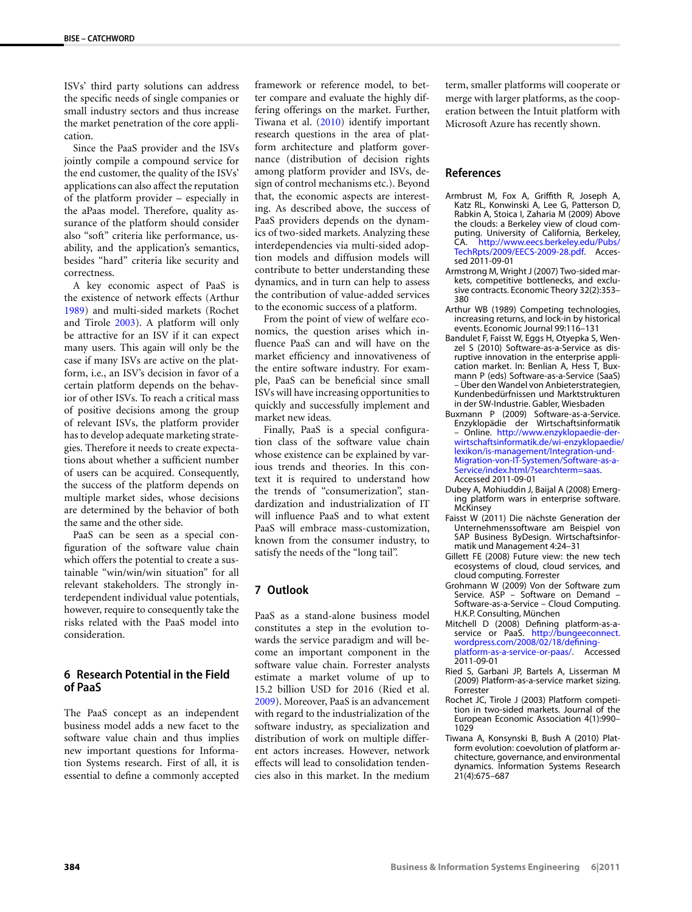ISVs' third party solutions can address the specific needs of single companies or small industry sectors and thus increase the market penetration of the core application.

Since the PaaS provider and the ISVs jointly compile a compound service for the end customer, the quality of the ISVs' applications can also affect the reputation of the platform provider – especially in the aPaas model. Therefore, quality assurance of the platform should consider also "soft" criteria like performance, usability, and the application's semantics, besides "hard" criteria like security and correctness.

A key economic aspect of PaaS is the existence of network effects (Arthur 1989) and multi-sided markets (Rochet and Tirole 2003). A platform will only be attractive for an ISV if it can expect many users. This again will only be the case if many ISVs are active on the platform, i.e., an ISV's decision in favor of a certain platform depends on the behavior of other ISVs. To reach a critical mass of positive decisions among the group of relevant ISVs, the platform provider has to develop adequate marketing strategies. Therefore it needs to create expectations about whether a sufficient number of users can be acquired. Consequently, the success of the platform depends on multiple market sides, whose decisions are determined by the behavior of both the same and the other side.

PaaS can be seen as a special configuration of the software value chain which offers the potential to create a sustainable "win/win/win situation" for all relevant stakeholders. The strongly interdependent individual value potentials, however, require to consequently take the risks related with the PaaS model into consideration.

## 6 Research Potential in the Field of PaaS

The PaaS concept as an independent business model adds a new facet to the software value chain and thus implies new important questions for Information Systems research. First of all, it is essential to define a commonly accepted framework or reference model, to better compare and evaluate the highly differing offerings on the market. Further, Tiwana et al. (2010) identify important research questions in the area of platform architecture and platform governance (distribution of decision rights among platform provider and ISVs, design of control mechanisms etc.). Beyond that, the economic aspects are interesting. As described above, the success of PaaS providers depends on the dynamics of two-sided markets. Analyzing these interdependencies via multi-sided adoption models and diffusion models will contribute to better understanding these dynamics, and in turn can help to assess the contribution of value-added services to the economic success of a platform.

From the point of view of welfare economics, the question arises which influence PaaS can and will have on the market efficiency and innovativeness of the entire software industry. For example, PaaS can be beneficial since small ISVs will have increasing opportunities to quickly and successfully implement and market new ideas.

Finally, PaaS is a special configuration class of the software value chain whose existence can be explained by various trends and theories. In this context it is required to understand how the trends of "consumerization", standardization and industrialization of IT will influence PaaS and to what extent PaaS will embrace mass-customization, known from the consumer industry, to satisfy the needs of the "long tail".

## 7 Outlook

PaaS as a stand-alone business model constitutes a step in the evolution towards the service paradigm and will become an important component in the software value chain. Forrester analysts estimate a market volume of up to 15.2 billion USD for 2016 (Ried et al. 2009). Moreover, PaaS is an advancement with regard to the industrialization of the software industry, as specialization and distribution of work on multiple different actors increases. However, network effects will lead to consolidation tendencies also in this market. In the medium term, smaller platforms will cooperate or merge with larger platforms, as the cooperation between the Intuit platform with Microsoft Azure has recently shown.

## References

Armbrust M, Fox A, Griffith R, Joseph A, Katz RL, Konwinski A, Lee G, Patterson D, Rabkin A, Stoica I, Zaharia M (2009) Above the clouds: a Berkeley view of cloud computing. University of California, Berkeley, CA. http://www.eecs.berkeley.edu/Pubs/TechRpts/2009/EECS-2009-28.pdf. Accessed 2011-09-01

Armstrong M, Wright J (2007) Two-sided markets, competitive bottlenecks, and exclusive contracts. Economic Theory 32(2):353–380

Arthur WB (1989) Competing technologies, increasing returns, and lock-in by historical events. Economic Journal 99:116–131

Bandulet F, Faisst W, Eggs H, Otyepka S, Wenzel S (2010) Software-as-a-Service as disruptive innovation in the enterprise application market. In: Benlian A, Hess T, Buxmann P (eds) Software-as-a-Service (SaaS) – Über den Wandel von Anbieterstrategien, Kundenbedürfnissen und Marktstrukturen in der SW-Industrie. Gabler, Wiesbaden

Buxmann P (2009) Software-as-a-Service. Enzyklopädie der Wirtschaftsinformatik – Online. http://www.enzyklopaedie-der-wirtschaftsinformatik.de/wi-enzyklopaedie/lexikon/is-management/Integration-und-Migration-von-IT-Systemen/Software-as-a-Service/index.html/?searchterm=saas. Accessed 2011-09-01

Dubey A, Mohiuddin J, Baijal A (2008) Emerging platform wars in enterprise software. McKinsey

Faisst W (2011) Die nächste Generation der Unternehmenssoftware am Beispiel von SAP Business ByDesign. Wirtschaftsinformatik und Management 4:24–31

Gillett FE (2008) Future view: the new tech ecosystems of cloud, cloud services, and cloud computing. Forrester

Grohmann W (2009) Von der Software zum Service. ASP – Software on Demand – Software-as-a-Service – Cloud Computing. H.K.P. Consulting, München

Mitchell D (2008) Defining platform-as-a-service or PaaS. http://bungeeconnect.wordpress.com/2008/02/18/defining-platform-as-a-service-or-paas/. Accessed 2011-09-01

Ried S, Garbani JP, Bartels A, Lisserman M (2009) Platform-as-a-service market sizing. Forrester

Rochet JC, Tirole J (2003) Platform competition in two-sided markets. Journal of the European Economic Association 4(1):990–1029

Tiwana A, Konsynski B, Bush A (2010) Platform evolution: coevolution of platform architecture, governance, and environmental dynamics. Information Systems Research 21(4):675–687